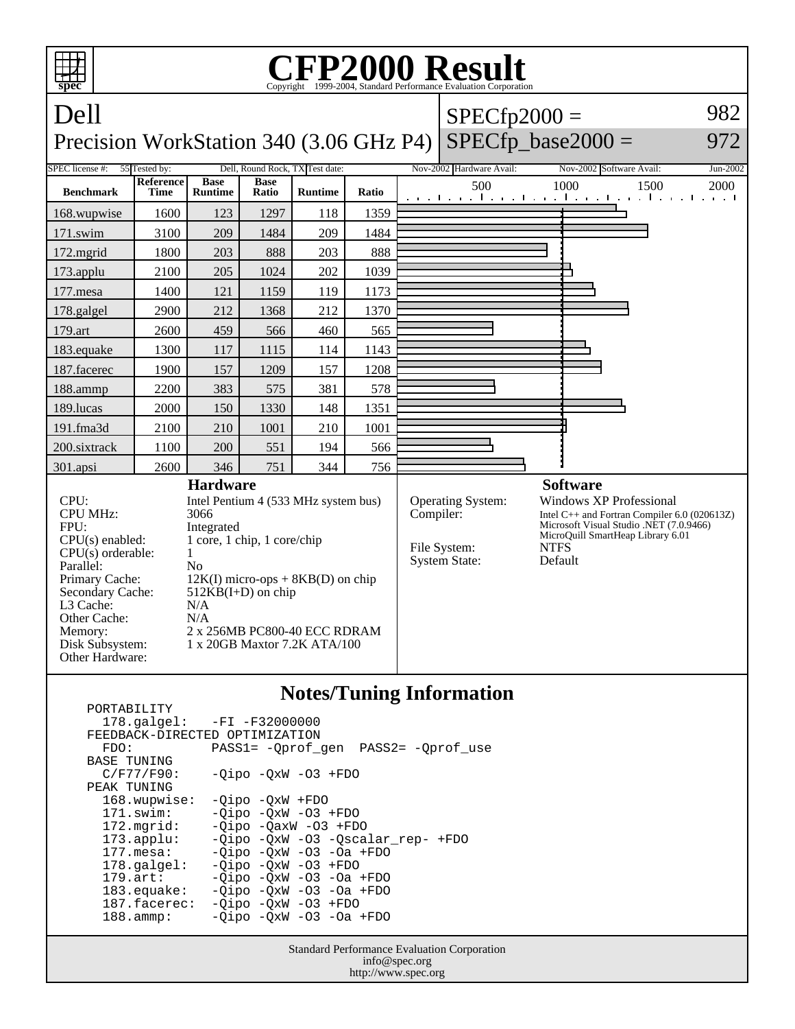# CFP2000 Result

Copyright 1999-2004, Standard Performance Evaluation Corporation

## Dell
## Precision WorkStation 340 (3.06 GHz P4)

SPECfp2000 = 982
SPECfp_base2000 = 972

| SPEC license #: | 55 | Tested by: | Dell, Round Rock, TX | Test date: | Nov-2002 | Hardware Avail: | Nov-2002 | Software Avail: | Jun-2002 |
|---|---|---|---|---|---|---|---|---|---|

| Benchmark | Reference Time | Base Runtime | Base Ratio | Runtime | Ratio |
|---|---|---|---|---|---|
| 168.wupwise | 1600 | 123 | 1297 | 118 | 1359 |
| 171.swim | 3100 | 209 | 1484 | 209 | 1484 |
| 172.mgrid | 1800 | 203 | 888 | 203 | 888 |
| 173.applu | 2100 | 205 | 1024 | 202 | 1039 |
| 177.mesa | 1400 | 121 | 1159 | 119 | 1173 |
| 178.galgel | 2900 | 212 | 1368 | 212 | 1370 |
| 179.art | 2600 | 459 | 566 | 460 | 565 |
| 183.equake | 1300 | 117 | 1115 | 114 | 1143 |
| 187.facerec | 1900 | 157 | 1209 | 157 | 1208 |
| 188.ammp | 2200 | 383 | 575 | 381 | 578 |
| 189.lucas | 2000 | 150 | 1330 | 148 | 1351 |
| 191.fma3d | 2100 | 210 | 1001 | 210 | 1001 |
| 200.sixtrack | 1100 | 200 | 551 | 194 | 566 |
| 301.apsi | 2600 | 346 | 751 | 344 | 756 |

### Hardware

| | |
|---|---|
| CPU: | Intel Pentium 4 (533 MHz system bus) |
| CPU MHz: | 3066 |
| FPU: | Integrated |
| CPU(s) enabled: | 1 core, 1 chip, 1 core/chip |
| CPU(s) orderable: | 1 |
| Parallel: | No |
| Primary Cache: | 12K(I) micro-ops + 8KB(D) on chip |
| Secondary Cache: | 512KB(I+D) on chip |
| L3 Cache: | N/A |
| Other Cache: | N/A |
| Memory: | 2 x 256MB PC800-40 ECC RDRAM |
| Disk Subsystem: | 1 x 20GB Maxtor 7.2K ATA/100 |
| Other Hardware: | |

### Software

| | |
|---|---|
| Operating System: | Windows XP Professional |
| Compiler: | Intel C++ and Fortran Compiler 6.0 (020613Z)<br>Microsoft Visual Studio .NET (7.0.9466)<br>MicroQuill SmartHeap Library 6.01 |
| File System: | NTFS |
| System State: | Default |

### Notes/Tuning Information

```
PORTABILITY
  178.galgel:   -FI -F32000000
FEEDBACK-DIRECTED OPTIMIZATION
  FDO:          PASS1= -Qprof_gen  PASS2= -Qprof_use
BASE TUNING
  C/F77/F90:    -Qipo -QxW -O3 +FDO
PEAK TUNING
  168.wupwise:  -Qipo -QxW +FDO
  171.swim:     -Qipo -QxW -O3 +FDO
  172.mgrid:    -Qipo -QaxW -O3 +FDO
  173.applu:    -Qipo -QxW -O3 -Qscalar_rep- +FDO
  177.mesa:     -Qipo -QxW -O3 -Oa +FDO
  178.galgel:   -Qipo -QxW -O3 +FDO
  179.art:      -Qipo -QxW -O3 -Oa +FDO
  183.equake:   -Qipo -QxW -O3 -Oa +FDO
  187.facerec:  -Qipo -QxW -O3 +FDO
  188.ammp:     -Qipo -QxW -O3 -Oa +FDO
```

Standard Performance Evaluation Corporation
info@spec.org
http://www.spec.org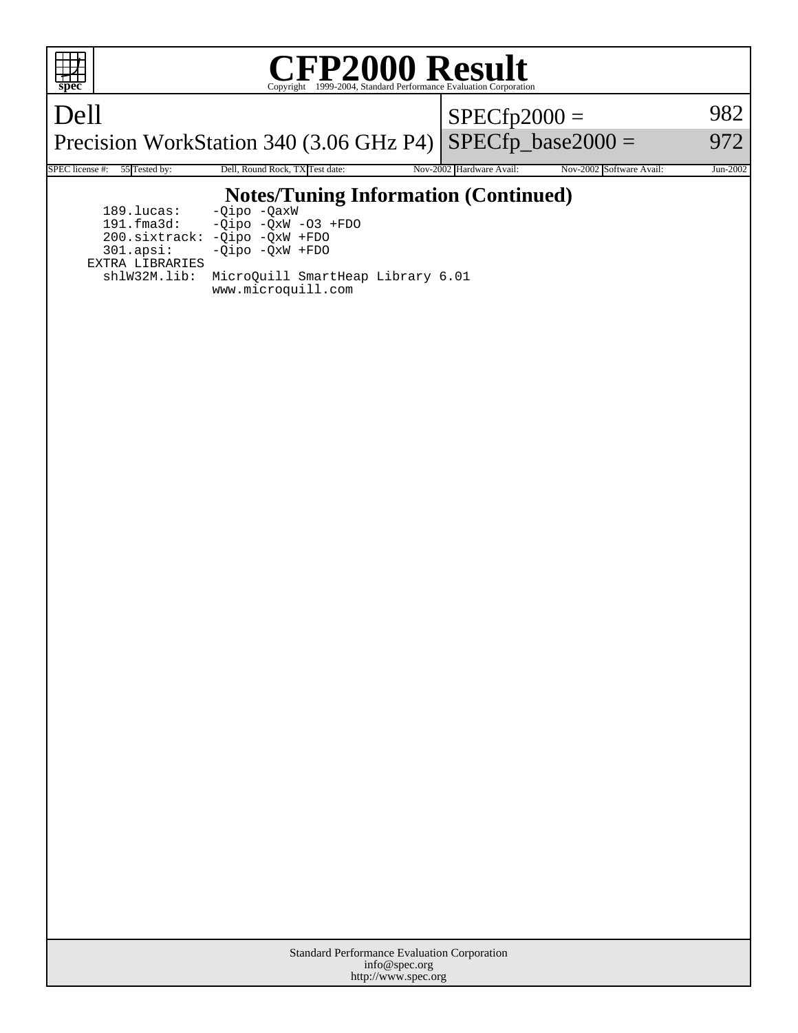# CFP2000 Result

Copyright 1999-2004, Standard Performance Evaluation Corporation

| | | | |
|---|---|---|---|
| Dell | | SPECfp2000 = | 982 |
| Precision WorkStation 340 (3.06 GHz P4) | | SPECfp_base2000 = | 972 |

SPEC license #: 55 Tested by: Dell, Round Rock, TX Test date: Nov-2002 Hardware Avail: Nov-2002 Software Avail: Jun-2002

## Notes/Tuning Information (Continued)

```
   189.lucas:     -Qipo -QaxW
   191.fma3d:     -Qipo -QxW -O3 +FDO
   200.sixtrack: -Qipo -QxW +FDO
   301.apsi:      -Qipo -QxW +FDO
 EXTRA LIBRARIES
   shlW32M.lib:  MicroQuill SmartHeap Library 6.01
                 www.microquill.com
```

Standard Performance Evaluation Corporation
info@spec.org
http://www.spec.org